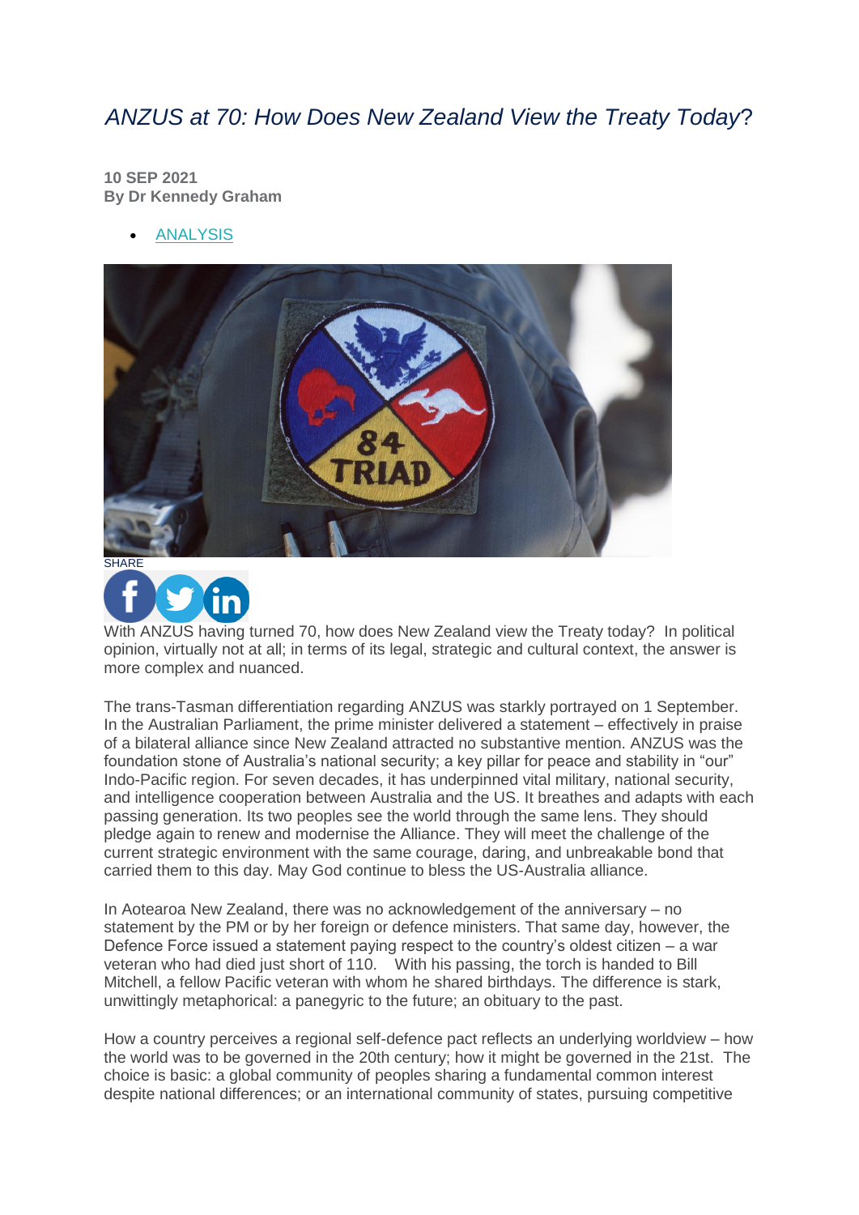# *ANZUS at 70: How Does New Zealand View the Treaty Today?*

**10 SEP 2021**
**By Dr Kennedy Graham**

- ANALYSIS

SHARE

With ANZUS having turned 70, how does New Zealand view the Treaty today? In political opinion, virtually not at all; in terms of its legal, strategic and cultural context, the answer is more complex and nuanced.

The trans-Tasman differentiation regarding ANZUS was starkly portrayed on 1 September. In the Australian Parliament, the prime minister delivered a statement – effectively in praise of a bilateral alliance since New Zealand attracted no substantive mention. ANZUS was the foundation stone of Australia's national security; a key pillar for peace and stability in "our" Indo-Pacific region. For seven decades, it has underpinned vital military, national security, and intelligence cooperation between Australia and the US. It breathes and adapts with each passing generation. Its two peoples see the world through the same lens. They should pledge again to renew and modernise the Alliance. They will meet the challenge of the current strategic environment with the same courage, daring, and unbreakable bond that carried them to this day. May God continue to bless the US-Australia alliance.

In Aotearoa New Zealand, there was no acknowledgement of the anniversary – no statement by the PM or by her foreign or defence ministers. That same day, however, the Defence Force issued a statement paying respect to the country's oldest citizen – a war veteran who had died just short of 110. With his passing, the torch is handed to Bill Mitchell, a fellow Pacific veteran with whom he shared birthdays. The difference is stark, unwittingly metaphorical: a panegyric to the future; an obituary to the past.

How a country perceives a regional self-defence pact reflects an underlying worldview – how the world was to be governed in the 20th century; how it might be governed in the 21st. The choice is basic: a global community of peoples sharing a fundamental common interest despite national differences; or an international community of states, pursuing competitive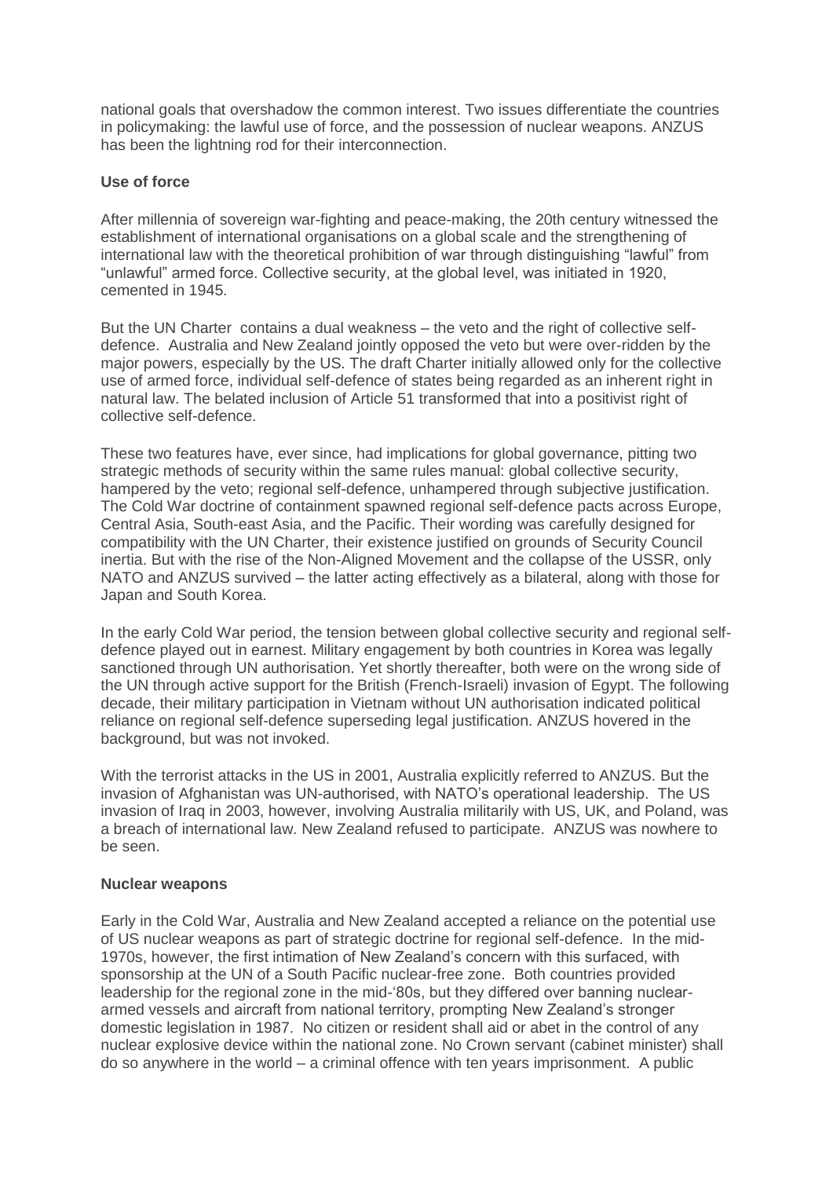national goals that overshadow the common interest. Two issues differentiate the countries in policymaking: the lawful use of force, and the possession of nuclear weapons. ANZUS has been the lightning rod for their interconnection.

**Use of force**

After millennia of sovereign war-fighting and peace-making, the 20th century witnessed the establishment of international organisations on a global scale and the strengthening of international law with the theoretical prohibition of war through distinguishing "lawful" from "unlawful" armed force. Collective security, at the global level, was initiated in 1920, cemented in 1945.

But the UN Charter contains a dual weakness – the veto and the right of collective self-defence. Australia and New Zealand jointly opposed the veto but were over-ridden by the major powers, especially by the US. The draft Charter initially allowed only for the collective use of armed force, individual self-defence of states being regarded as an inherent right in natural law. The belated inclusion of Article 51 transformed that into a positivist right of collective self-defence.

These two features have, ever since, had implications for global governance, pitting two strategic methods of security within the same rules manual: global collective security, hampered by the veto; regional self-defence, unhampered through subjective justification. The Cold War doctrine of containment spawned regional self-defence pacts across Europe, Central Asia, South-east Asia, and the Pacific. Their wording was carefully designed for compatibility with the UN Charter, their existence justified on grounds of Security Council inertia. But with the rise of the Non-Aligned Movement and the collapse of the USSR, only NATO and ANZUS survived – the latter acting effectively as a bilateral, along with those for Japan and South Korea.

In the early Cold War period, the tension between global collective security and regional self-defence played out in earnest. Military engagement by both countries in Korea was legally sanctioned through UN authorisation. Yet shortly thereafter, both were on the wrong side of the UN through active support for the British (French-Israeli) invasion of Egypt. The following decade, their military participation in Vietnam without UN authorisation indicated political reliance on regional self-defence superseding legal justification. ANZUS hovered in the background, but was not invoked.

With the terrorist attacks in the US in 2001, Australia explicitly referred to ANZUS. But the invasion of Afghanistan was UN-authorised, with NATO's operational leadership. The US invasion of Iraq in 2003, however, involving Australia militarily with US, UK, and Poland, was a breach of international law. New Zealand refused to participate. ANZUS was nowhere to be seen.

**Nuclear weapons**

Early in the Cold War, Australia and New Zealand accepted a reliance on the potential use of US nuclear weapons as part of strategic doctrine for regional self-defence. In the mid-1970s, however, the first intimation of New Zealand's concern with this surfaced, with sponsorship at the UN of a South Pacific nuclear-free zone. Both countries provided leadership for the regional zone in the mid-'80s, but they differed over banning nuclear-armed vessels and aircraft from national territory, prompting New Zealand's stronger domestic legislation in 1987. No citizen or resident shall aid or abet in the control of any nuclear explosive device within the national zone. No Crown servant (cabinet minister) shall do so anywhere in the world – a criminal offence with ten years imprisonment. A public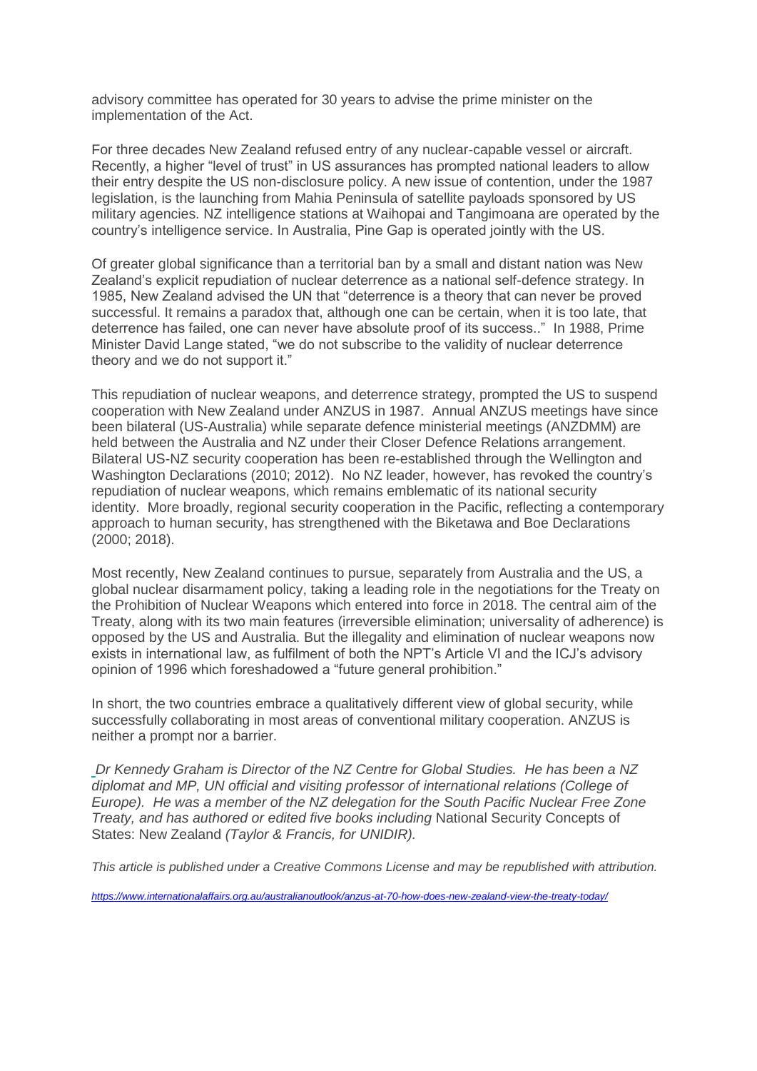advisory committee has operated for 30 years to advise the prime minister on the implementation of the Act.

For three decades New Zealand refused entry of any nuclear-capable vessel or aircraft. Recently, a higher "level of trust" in US assurances has prompted national leaders to allow their entry despite the US non-disclosure policy. A new issue of contention, under the 1987 legislation, is the launching from Mahia Peninsula of satellite payloads sponsored by US military agencies. NZ intelligence stations at Waihopai and Tangimoana are operated by the country's intelligence service. In Australia, Pine Gap is operated jointly with the US.

Of greater global significance than a territorial ban by a small and distant nation was New Zealand's explicit repudiation of nuclear deterrence as a national self-defence strategy. In 1985, New Zealand advised the UN that "deterrence is a theory that can never be proved successful. It remains a paradox that, although one can be certain, when it is too late, that deterrence has failed, one can never have absolute proof of its success.." In 1988, Prime Minister David Lange stated, "we do not subscribe to the validity of nuclear deterrence theory and we do not support it."

This repudiation of nuclear weapons, and deterrence strategy, prompted the US to suspend cooperation with New Zealand under ANZUS in 1987. Annual ANZUS meetings have since been bilateral (US-Australia) while separate defence ministerial meetings (ANZDMM) are held between the Australia and NZ under their Closer Defence Relations arrangement. Bilateral US-NZ security cooperation has been re-established through the Wellington and Washington Declarations (2010; 2012). No NZ leader, however, has revoked the country's repudiation of nuclear weapons, which remains emblematic of its national security identity. More broadly, regional security cooperation in the Pacific, reflecting a contemporary approach to human security, has strengthened with the Biketawa and Boe Declarations (2000; 2018).

Most recently, New Zealand continues to pursue, separately from Australia and the US, a global nuclear disarmament policy, taking a leading role in the negotiations for the Treaty on the Prohibition of Nuclear Weapons which entered into force in 2018. The central aim of the Treaty, along with its two main features (irreversible elimination; universality of adherence) is opposed by the US and Australia. But the illegality and elimination of nuclear weapons now exists in international law, as fulfilment of both the NPT's Article VI and the ICJ's advisory opinion of 1996 which foreshadowed a "future general prohibition."

In short, the two countries embrace a qualitatively different view of global security, while successfully collaborating in most areas of conventional military cooperation. ANZUS is neither a prompt nor a barrier.

*Dr Kennedy Graham is Director of the NZ Centre for Global Studies. He has been a NZ diplomat and MP, UN official and visiting professor of international relations (College of Europe). He was a member of the NZ delegation for the South Pacific Nuclear Free Zone Treaty, and has authored or edited five books including* National Security Concepts of States: New Zealand *(Taylor & Francis, for UNIDIR).*

*This article is published under a Creative Commons License and may be republished with attribution.*

*https://www.internationalaffairs.org.au/australianoutlook/anzus-at-70-how-does-new-zealand-view-the-treaty-today/*